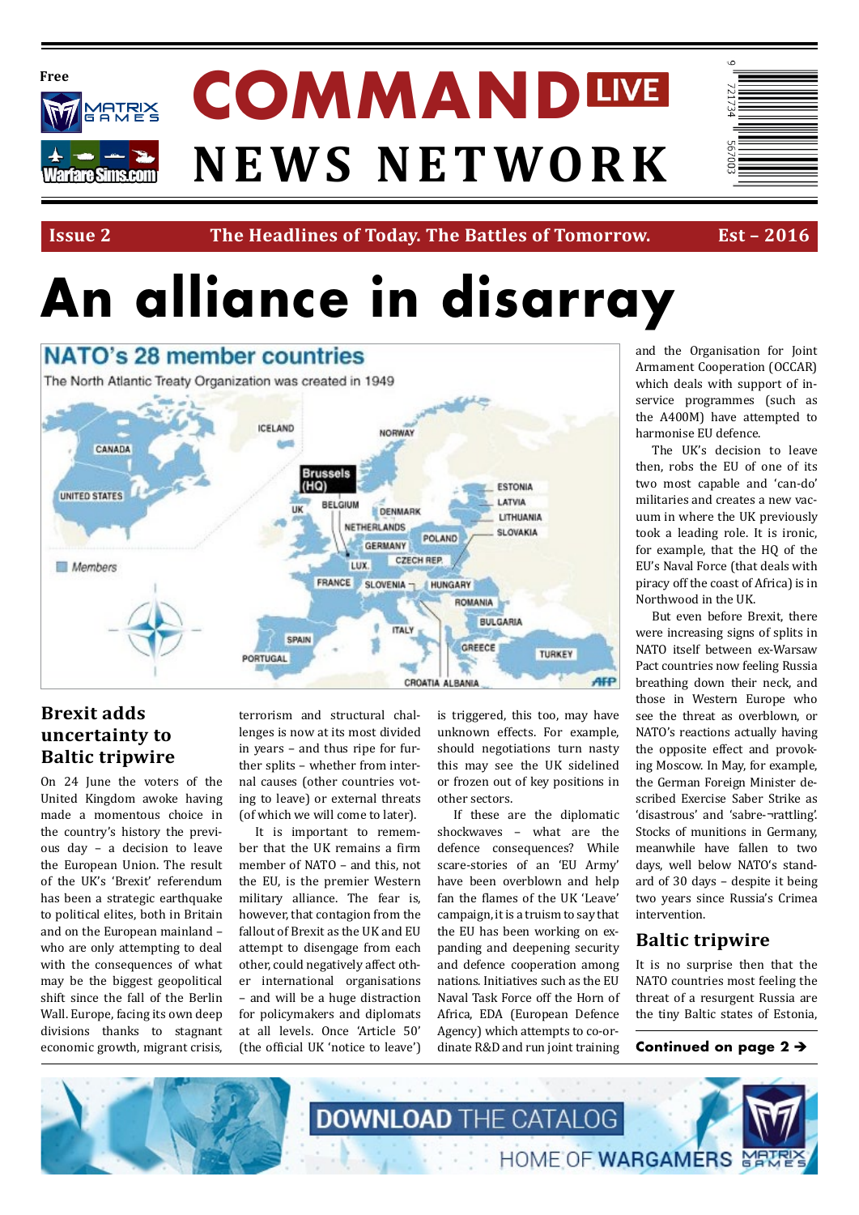Free

# COMMAND LIVE NEWS NETWORK

**Issue 2** | **The Headlines of Today. The Battles of Tomorrow.** | **Est – 2016**

# An alliance in disarray

NATO's 28 member countries

The North Atlantic Treaty Organization was created in 1949

## Brexit adds uncertainty to Baltic tripwire

On 24 June the voters of the United Kingdom awoke having made a momentous choice in the country's history the previous day – a decision to leave the European Union. The result of the UK's 'Brexit' referendum has been a strategic earthquake to political elites, both in Britain and on the European mainland – who are only attempting to deal with the consequences of what may be the biggest geopolitical shift since the fall of the Berlin Wall. Europe, facing its own deep divisions thanks to stagnant economic growth, migrant crisis, terrorism and structural challenges is now at its most divided in years – and thus ripe for further splits – whether from internal causes (other countries voting to leave) or external threats (of which we will come to later).

It is important to remember that the UK remains a firm member of NATO – and this, not the EU, is the premier Western military alliance. The fear is, however, that contagion from the fallout of Brexit as the UK and EU attempt to disengage from each other, could negatively affect other international organisations – and will be a huge distraction for policymakers and diplomats at all levels. Once 'Article 50' (the official UK 'notice to leave') is triggered, this too, may have unknown effects. For example, should negotiations turn nasty this may see the UK sidelined or frozen out of key positions in other sectors.

If these are the diplomatic shockwaves – what are the defence consequences? While scare-stories of an 'EU Army' have been overblown and help fan the flames of the UK 'Leave' campaign, it is a truism to say that the EU has been working on expanding and deepening security and defence cooperation among nations. Initiatives such as the EU Naval Task Force off the Horn of Africa, EDA (European Defence Agency) which attempts to co-ordinate R&D and run joint training and the Organisation for Joint Armament Cooperation (OCCAR) which deals with support of in-service programmes (such as the A400M) have attempted to harmonise EU defence.

The UK's decision to leave then, robs the EU of one of its two most capable and 'can-do' militaries and creates a new vacuum in where the UK previously took a leading role. It is ironic, for example, that the HQ of the EU's Naval Force (that deals with piracy off the coast of Africa) is in Northwood in the UK.

But even before Brexit, there were increasing signs of splits in NATO itself between ex-Warsaw Pact countries now feeling Russia breathing down their neck, and those in Western Europe who see the threat as overblown, or NATO's reactions actually having the opposite effect and provoking Moscow. In May, for example, the German Foreign Minister described Exercise Saber Strike as 'disastrous' and 'sabre-¬rattling'. Stocks of munitions in Germany, meanwhile have fallen to two days, well below NATO's standard of 30 days – despite it being two years since Russia's Crimea intervention.

## Baltic tripwire

It is no surprise then that the NATO countries most feeling the threat of a resurgent Russia are the tiny Baltic states of Estonia,

**Continued on page 2 ➔**

DOWNLOAD THE CATALOG

HOME OF WARGAMERS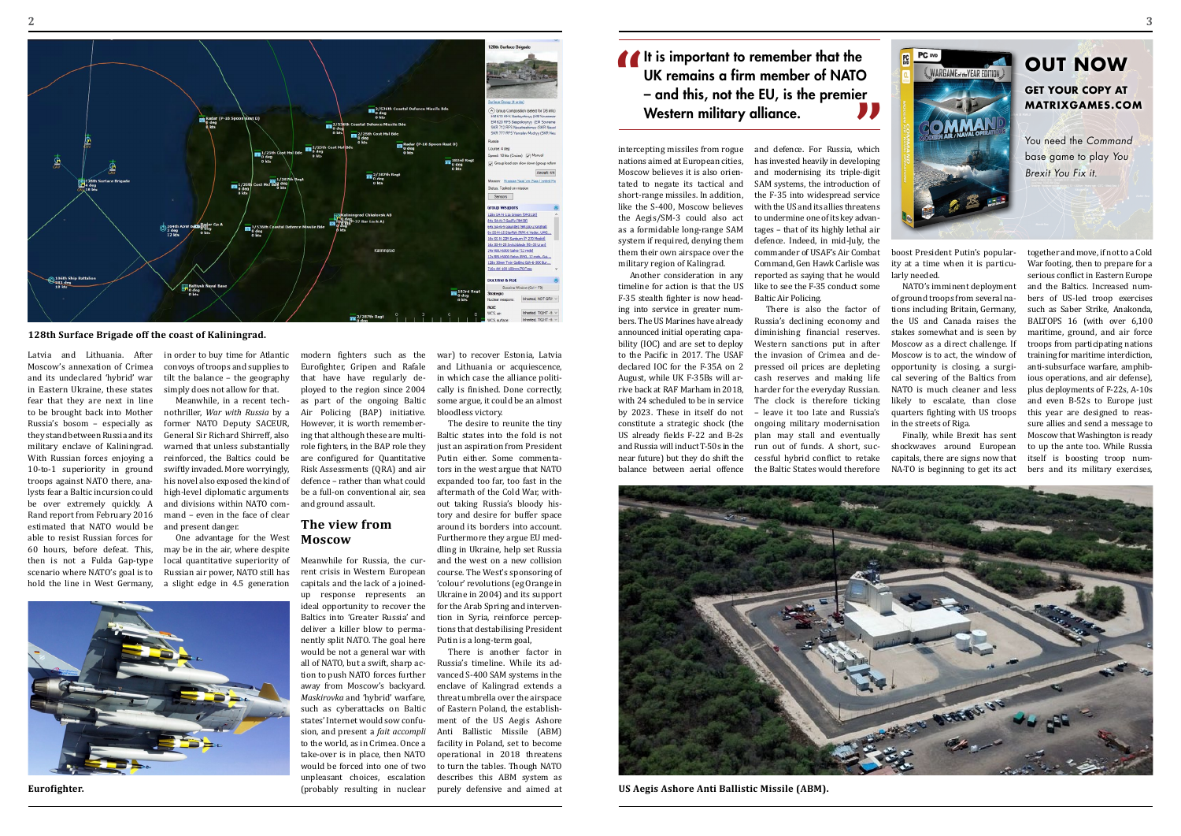128th Surface Brigade off the coast of Kaliningrad.

Latvia and Lithuania. After Moscow's annexation of Crimea and its undeclared 'hybrid' war in Eastern Ukraine, these states fear that they are next in line to be brought back into Mother Russia's bosom – especially as they stand between Russia and its military enclave of Kaliningrad. With Russian forces enjoying a 10-to-1 superiority in ground troops against NATO there, analysts fear a Baltic incursion could be over extremely quickly. A Rand report from February 2016 estimated that NATO would be able to resist Russian forces for 60 hours, before defeat. This, then is not a Fulda Gap-type scenario where NATO's goal is to hold the line in West Germany, in order to buy time for Atlantic convoys of troops and supplies to tilt the balance – the geography simply does not allow for that.

Meanwhile, in a recent technothriller, *War with Russia* by a former NATO Deputy SACEUR, General Sir Richard Shirreff, also warned that unless substantially reinforced, the Baltics could be swiftly invaded. More worryingly, his novel also exposed the kind of high-level diplomatic arguments and divisions within NATO command – even in the face of clear and present danger.

One advantage for the West may be in the air, where despite local quantitative superiority of Russian air power, NATO still has a slight edge in 4.5 generation modern fighters such as the Eurofighter, Gripen and Rafale that have have regularly deployed to the region since 2004 as part of the ongoing Baltic Air Policing (BAP) initiative. However, it is worth remembering that although these are multi-role fighters, in the BAP role they are configured for Quantitative Risk Assessments (QRA) and air defence – rather than what could be a full-on conventional air, sea and ground assault.

## The view from Moscow

Meanwhile for Russia, the current crisis in Western European capitals and the lack of a joined-up response represents an ideal opportunity to recover the Baltics into 'Greater Russia' and deliver a killer blow to permanently split NATO. The goal here would be not a general war with all of NATO, but a swift, sharp action to push NATO forces further away from Moscow's backyard. *Maskirovka* and 'hybrid' warfare, such as cyberattacks on Baltic states' Internet would sow confusion, and present a *fait accompli* to the world, as in Crimea. Once a take-over is in place, then NATO would be forced into one of two unpleasant choices, escalation (probably resulting in nuclear war) to recover Estonia, Latvia and Lithuania or acquiescence, in which case the alliance politically is finished. Done correctly, some argue, it could be an almost bloodless victory.

The desire to reunite the tiny Baltic states into the fold is not just an aspiration from President Putin either. Some commentators in the west argue that NATO expanded too far, too fast in the aftermath of the Cold War, without taking Russia's bloody history and desire for buffer space around its borders into account. Furthermore they argue EU meddling in Ukraine, help set Russia and the west on a new collision course. The West's sponsoring of 'colour' revolutions (eg Orange in Ukraine in 2004) and its support for the Arab Spring and intervention in Syria, reinforce perceptions that destabilising President Putin is a long-term goal,

There is another factor in Russia's timeline. While its advanced S-400 SAM systems in the enclave of Kalingrad extends a threat umbrella over the airspace of Eastern Poland, the establishment of the US Aegis Ashore Anti Ballistic Missile (ABM) facility in Poland, set to become operational in 2018 threatens to turn the tables. Though NATO describes this ABM system as purely defensive and aimed at intercepting missiles from rogue nations aimed at European cities, Moscow believes it is also orientated to negate its tactical and short-range missiles. In addition, like the S-400, Moscow believes the Aegis/SM-3 could also act as a formidable long-range SAM system if required, denying them their own airspace over the military region of Kalingrad.

Another consideration in any timeline for action is that the F-35 stealth fighter is now heading into service in greater numbers. The US Marines have already announced initial operating capability (IOC) and are set to deploy to the Pacific in 2017. The USAF declared IOC for the F-35A on 2 August, while UK F-35Bs will arrive back at RAF Marham in 2018, with 24 scheduled to be in service by 2023. These in itself do not constitute a strategic shock (the US already fields F-22 and B-2s and Russia will induct T-50s in the near future) but they do shift the balance between aerial offence and defence. For Russia, which has invested heavily in developing and modernising its triple-digit SAM systems, the introduction of the F-35 into widespread service with the US and its allies threatens to undermine one of its key advantages – that of its highly lethal air defence. Indeed, in mid-July, the commander of USAF's Air Combat Command, Gen Hawk Carlisle was reported as saying that he would like to see the F-35 conduct some Baltic Air Policing.

> It is important to remember that the UK remains a firm member of NATO – and this, not the EU, is the premier Western military alliance.

There is also the factor of Russia's declining economy and diminishing financial reserves. Western sanctions put in after the invasion of Crimea and depressed oil prices are depleting cash reserves and making life harder for the everyday Russian. The clock is therefore ticking – leave it too late and Russia's ongoing military modernisation plan may stall and eventually run out of funds. A short, successful hybrid conflict to retake the Baltic States would therefore boost President Putin's popularity at a time when it is particularly needed.

NATO's imminent deployment of ground troops from several nations including Britain, Germany, the US and Canada raises the stakes somewhat and is seen by Moscow as a direct challenge. If Moscow is to act, the window of opportunity is closing, a surgical severing of the Baltics from NATO is much cleaner and less likely to escalate, than close quarters fighting with US troops in the streets of Riga.

Finally, while Brexit has sent shockwaves around European capitals, there are signs now that NA-TO is beginning to get its act together and move, if not to a Cold War footing, then to prepare for a serious conflict in Eastern Europe and the Baltics. Increased numbers of US-led troop exercises such as Saber Strike, Anakonda, BALTOPS 16 (with over 6,100 maritime, ground, and air force troops from participating nations training for maritime interdiction, anti-subsurface warfare, amphibious operations, and air defense), plus deployments of F-22s, A-10s and even B-52s to Europe just this year are designed to reassure allies and send a message to Moscow that Washington is ready to up the ante too. While Russia itself is boosting troop numbers and its military exercises,

Eurofighter.

**OUT NOW**

**GET YOUR COPY AT MATRIXGAMES.COM**

You need the *Command* base game to play *You Brexit You Fix it.*

US Aegis Ashore Anti Ballistic Missile (ABM).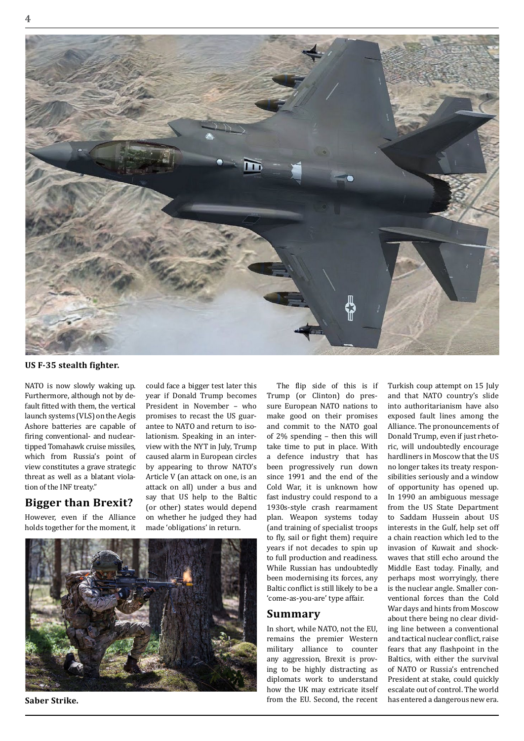US F-35 stealth fighter.

NATO is now slowly waking up. Furthermore, although not by default fitted with them, the vertical launch systems (VLS) on the Aegis Ashore batteries are capable of firing conventional- and nuclear-tipped Tomahawk cruise missiles, which from Russia's point of view constitutes a grave strategic threat as well as a blatant violation of the INF treaty."

## Bigger than Brexit?

However, even if the Alliance holds together for the moment, it could face a bigger test later this year if Donald Trump becomes President in November – who promises to recast the US guarantee to NATO and return to isolationism. Speaking in an interview with the NYT in July, Trump caused alarm in European circles by appearing to throw NATO's Article V (an attack on one, is an attack on all) under a bus and say that US help to the Baltic (or other) states would depend on whether he judged they had made 'obligations' in return.

Saber Strike.

The flip side of this is if Trump (or Clinton) do pressure European NATO nations to make good on their promises and commit to the NATO goal of 2% spending – then this will take time to put in place. With a defence industry that has been progressively run down since 1991 and the end of the Cold War, it is unknown how fast industry could respond to a 1930s-style crash rearmament plan. Weapon systems today (and training of specialist troops to fly, sail or fight them) require years if not decades to spin up to full production and readiness. While Russian has undoubtedly been modernising its forces, any Baltic conflict is still likely to be a 'come-as-you-are' type affair.

## Summary

In short, while NATO, not the EU, remains the premier Western military alliance to counter any aggression, Brexit is proving to be highly distracting as diplomats work to understand how the UK may extricate itself from the EU. Second, the recent Turkish coup attempt on 15 July and that NATO country's slide into authoritarianism have also exposed fault lines among the Alliance. The pronouncements of Donald Trump, even if just rhetoric, will undoubtedly encourage hardliners in Moscow that the US no longer takes its treaty responsibilities seriously and a window of opportunity has opened up. In 1990 an ambiguous message from the US State Department to Saddam Hussein about US interests in the Gulf, help set off a chain reaction which led to the invasion of Kuwait and shockwaves that still echo around the Middle East today. Finally, and perhaps most worryingly, there is the nuclear angle. Smaller conventional forces than the Cold War days and hints from Moscow about there being no clear dividing line between a conventional and tactical nuclear conflict, raise fears that any flashpoint in the Baltics, with either the survival of NATO or Russia's entrenched President at stake, could quickly escalate out of control. The world has entered a dangerous new era.